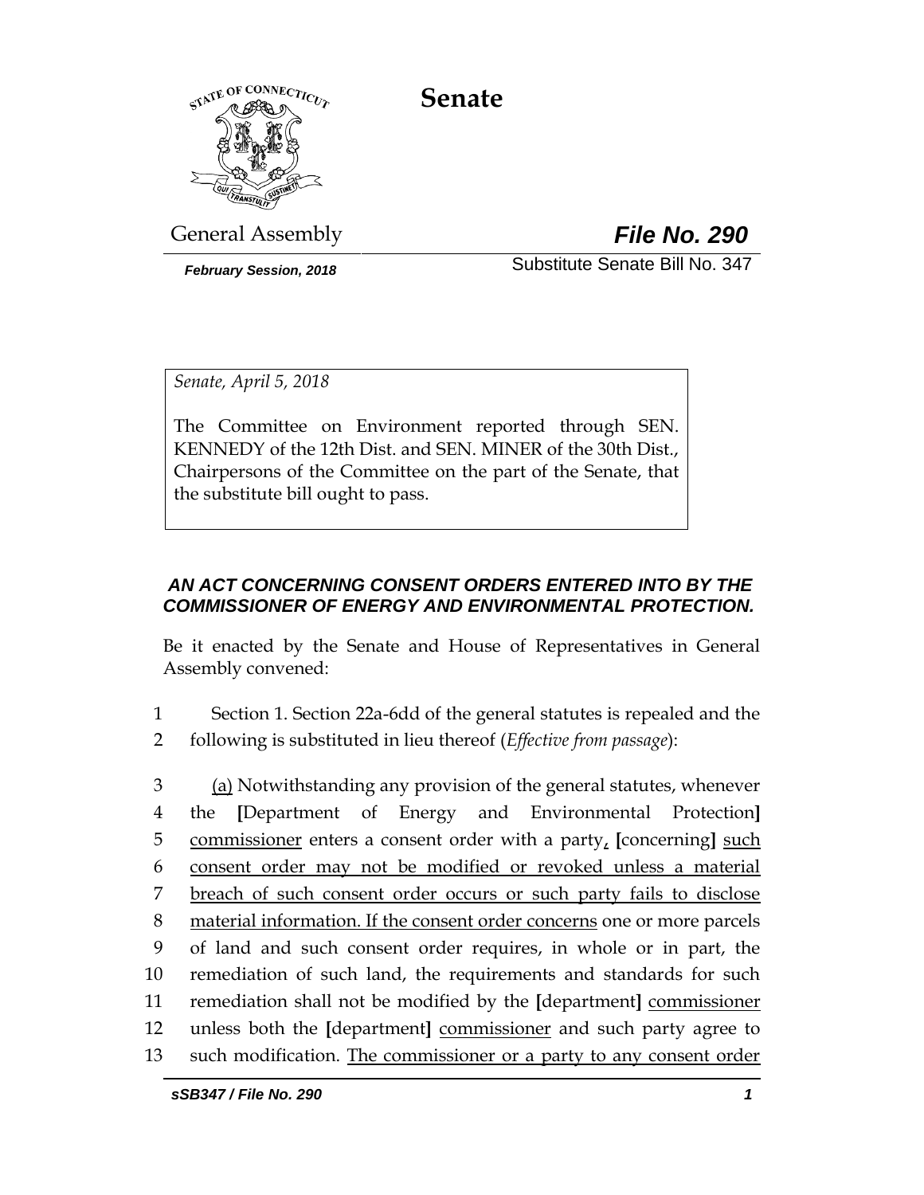# Senate

General Assembly

***File No. 290***

*February Session, 2018*

Substitute Senate Bill No. 347

*Senate, April 5, 2018*

The Committee on Environment reported through SEN. KENNEDY of the 12th Dist. and SEN. MINER of the 30th Dist., Chairpersons of the Committee on the part of the Senate, that the substitute bill ought to pass.

***AN ACT CONCERNING CONSENT ORDERS ENTERED INTO BY THE COMMISSIONER OF ENERGY AND ENVIRONMENTAL PROTECTION.***

Be it enacted by the Senate and House of Representatives in General Assembly convened:

1 Section 1. Section 22a-6dd of the general statutes is repealed and the
2 following is substituted in lieu thereof (*Effective from passage*):

3 (a) Notwithstanding any provision of the general statutes, whenever
4 the [Department of Energy and Environmental Protection]
5 commissioner enters a consent order with a party, [concerning] such
6 consent order may not be modified or revoked unless a material
7 breach of such consent order occurs or such party fails to disclose
8 material information. If the consent order concerns one or more parcels
9 of land and such consent order requires, in whole or in part, the
10 remediation of such land, the requirements and standards for such
11 remediation shall not be modified by the [department] commissioner
12 unless both the [department] commissioner and such party agree to
13 such modification. The commissioner or a party to any consent order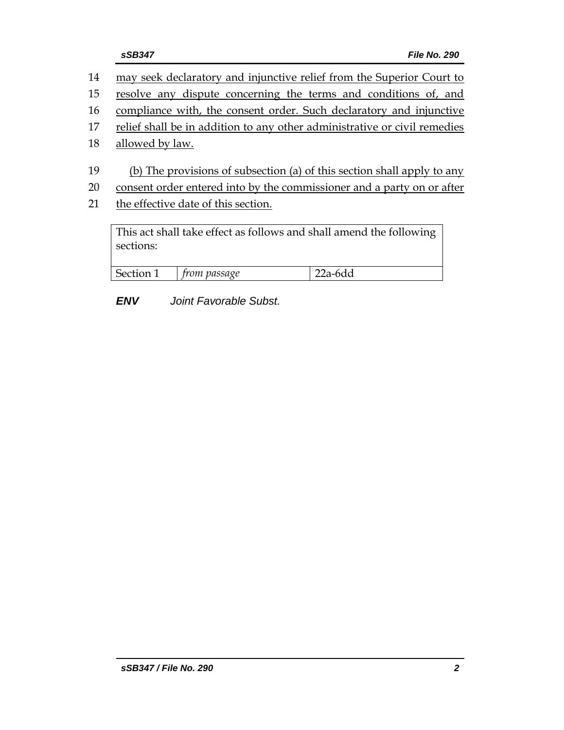may seek declaratory and injunctive relief from the Superior Court to resolve any dispute concerning the terms and conditions of, and compliance with, the consent order. Such declaratory and injunctive relief shall be in addition to any other administrative or civil remedies allowed by law.

(b) The provisions of subsection (a) of this section shall apply to any consent order entered into by the commissioner and a party on or after the effective date of this section.

| This act shall take effect as follows and shall amend the following sections: | | |
|---|---|---|
| Section 1 | *from passage* | 22a-6dd |

***ENV*** *Joint Favorable Subst.*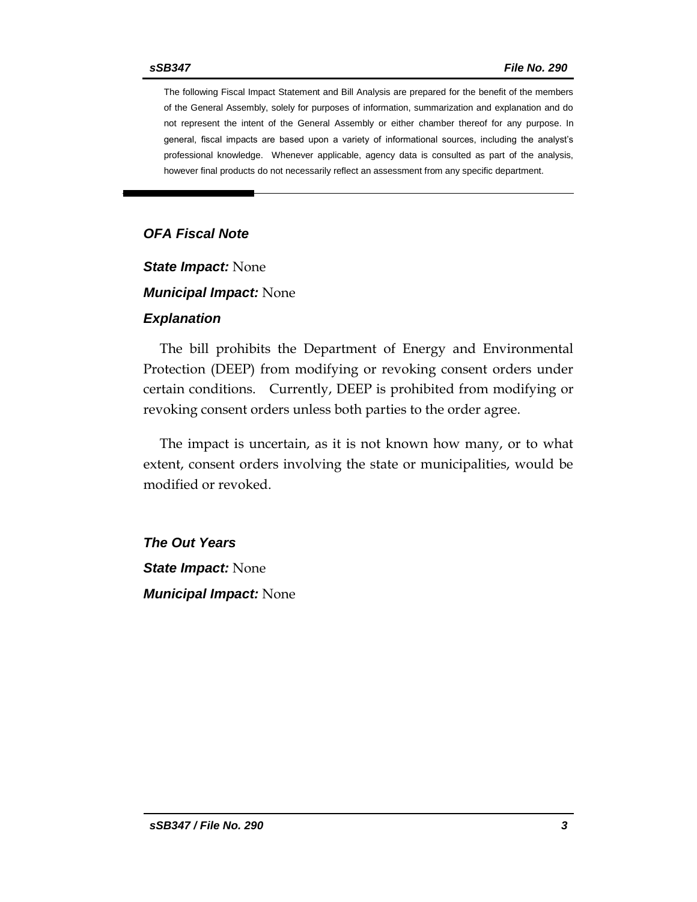The following Fiscal Impact Statement and Bill Analysis are prepared for the benefit of the members of the General Assembly, solely for purposes of information, summarization and explanation and do not represent the intent of the General Assembly or either chamber thereof for any purpose. In general, fiscal impacts are based upon a variety of informational sources, including the analyst's professional knowledge. Whenever applicable, agency data is consulted as part of the analysis, however final products do not necessarily reflect an assessment from any specific department.

## *OFA Fiscal Note*

***State Impact:*** None

***Municipal Impact:*** None

### *Explanation*

The bill prohibits the Department of Energy and Environmental Protection (DEEP) from modifying or revoking consent orders under certain conditions. Currently, DEEP is prohibited from modifying or revoking consent orders unless both parties to the order agree.

The impact is uncertain, as it is not known how many, or to what extent, consent orders involving the state or municipalities, would be modified or revoked.

### *The Out Years*

***State Impact:*** None

***Municipal Impact:*** None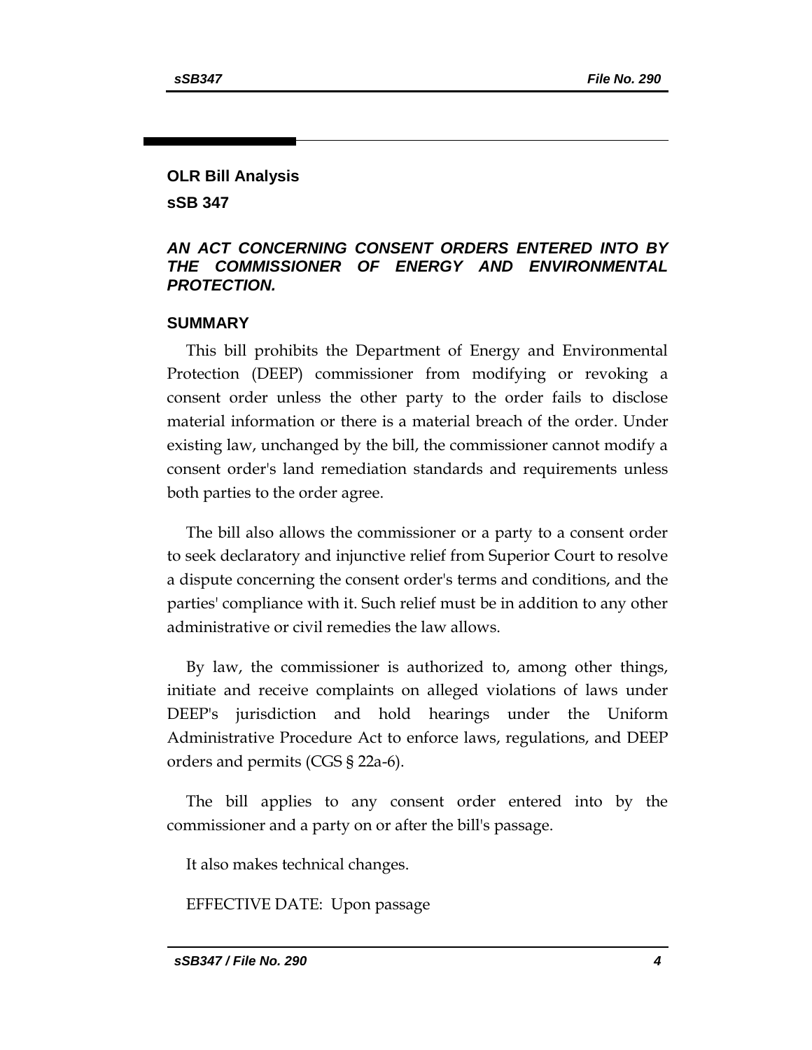## OLR Bill Analysis

## sSB 347

### *AN ACT CONCERNING CONSENT ORDERS ENTERED INTO BY THE COMMISSIONER OF ENERGY AND ENVIRONMENTAL PROTECTION.*

### SUMMARY

This bill prohibits the Department of Energy and Environmental Protection (DEEP) commissioner from modifying or revoking a consent order unless the other party to the order fails to disclose material information or there is a material breach of the order. Under existing law, unchanged by the bill, the commissioner cannot modify a consent order's land remediation standards and requirements unless both parties to the order agree.

The bill also allows the commissioner or a party to a consent order to seek declaratory and injunctive relief from Superior Court to resolve a dispute concerning the consent order's terms and conditions, and the parties' compliance with it. Such relief must be in addition to any other administrative or civil remedies the law allows.

By law, the commissioner is authorized to, among other things, initiate and receive complaints on alleged violations of laws under DEEP's jurisdiction and hold hearings under the Uniform Administrative Procedure Act to enforce laws, regulations, and DEEP orders and permits (CGS § 22a-6).

The bill applies to any consent order entered into by the commissioner and a party on or after the bill's passage.

It also makes technical changes.

EFFECTIVE DATE: Upon passage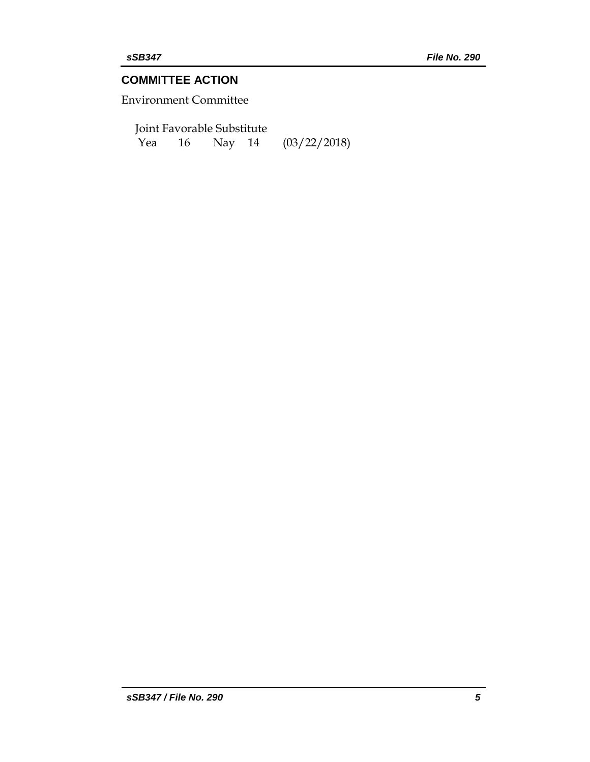## COMMITTEE ACTION

Environment Committee

Joint Favorable Substitute
Yea 16 Nay 14 (03/22/2018)